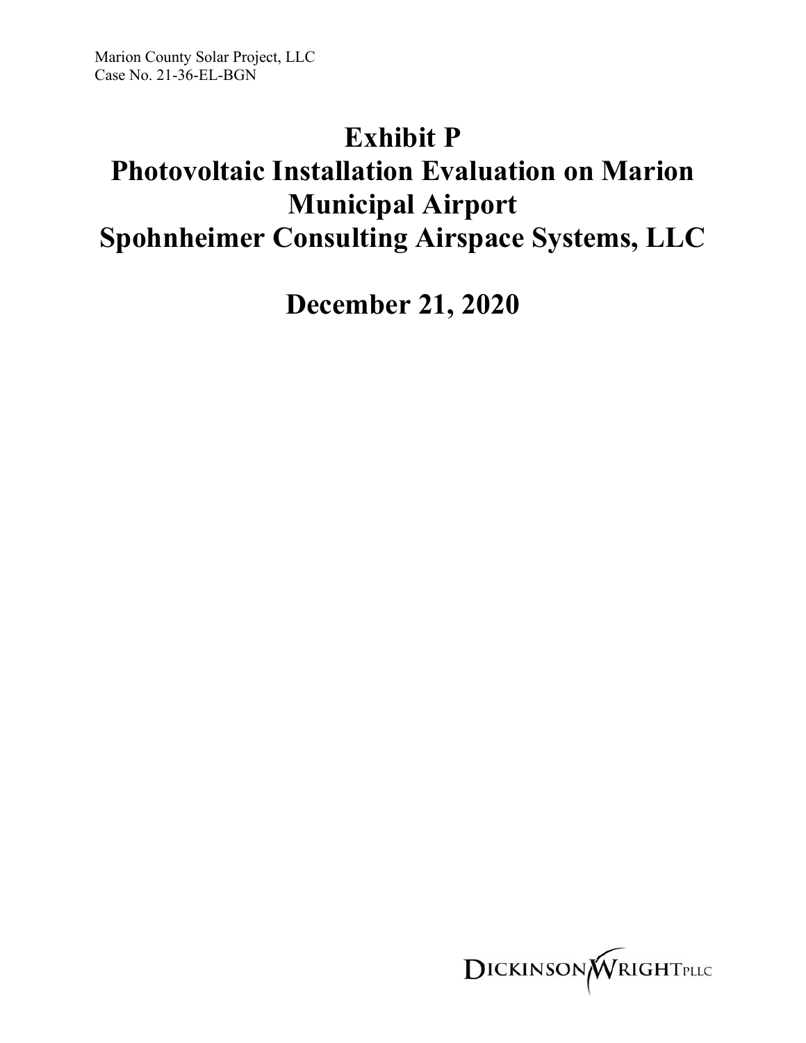Marion County Solar Project, LLC
Case No. 21-36-EL-BGN

# Exhibit P
# Photovoltaic Installation Evaluation on Marion Municipal Airport
# Spohnheimer Consulting Airspace Systems, LLC

# December 21, 2020

DICKINSON WRIGHT PLLC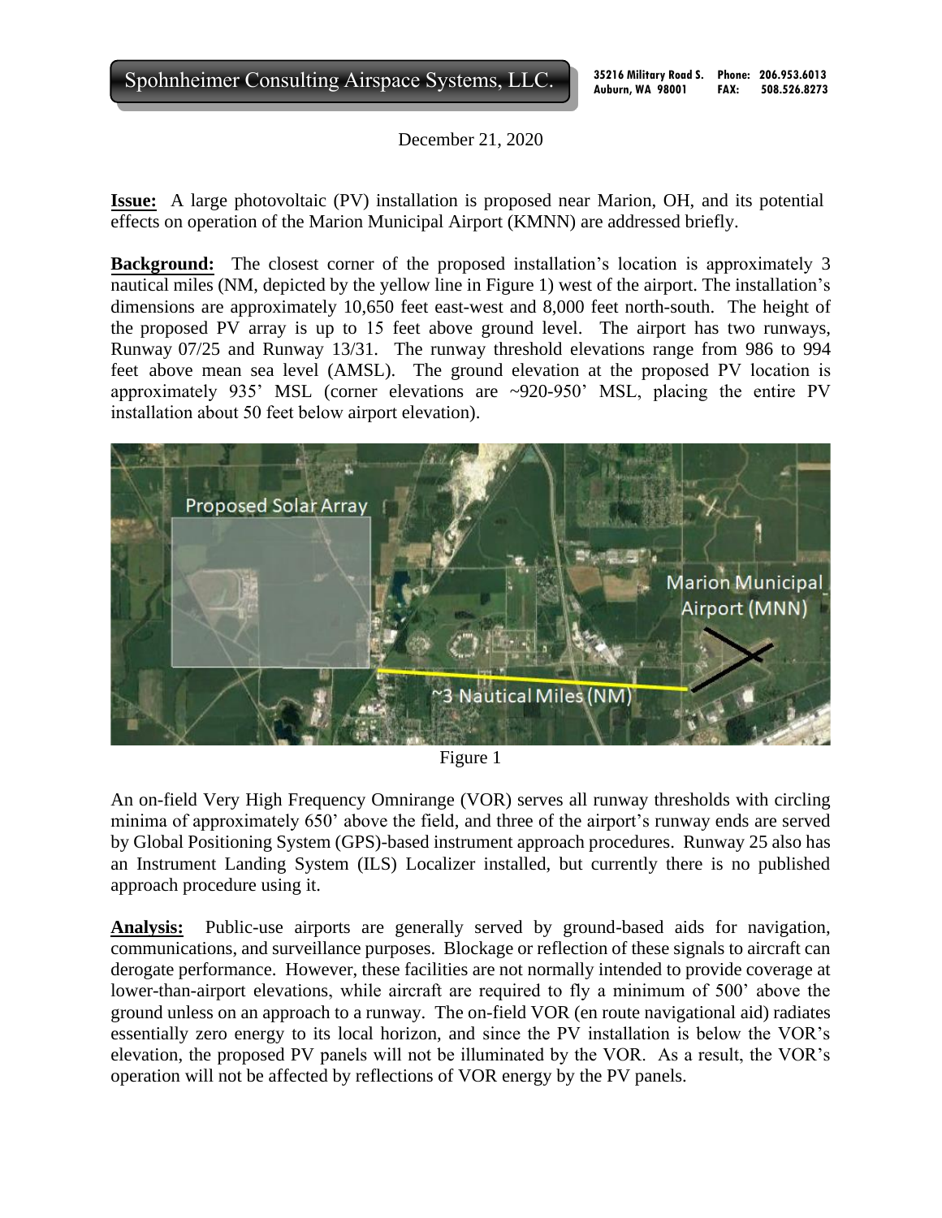Spohnheimer Consulting Airspace Systems, LLC.

35216 Military Road S.
Auburn, WA 98001

Phone: 206.953.6013
FAX: 508.526.8273

December 21, 2020

**Issue:** A large photovoltaic (PV) installation is proposed near Marion, OH, and its potential effects on operation of the Marion Municipal Airport (KMNN) are addressed briefly.

**Background:** The closest corner of the proposed installation's location is approximately 3 nautical miles (NM, depicted by the yellow line in Figure 1) west of the airport. The installation's dimensions are approximately 10,650 feet east-west and 8,000 feet north-south. The height of the proposed PV array is up to 15 feet above ground level. The airport has two runways, Runway 07/25 and Runway 13/31. The runway threshold elevations range from 986 to 994 feet above mean sea level (AMSL). The ground elevation at the proposed PV location is approximately 935' MSL (corner elevations are ~920-950' MSL, placing the entire PV installation about 50 feet below airport elevation).

Figure 1

An on-field Very High Frequency Omnirange (VOR) serves all runway thresholds with circling minima of approximately 650' above the field, and three of the airport's runway ends are served by Global Positioning System (GPS)-based instrument approach procedures. Runway 25 also has an Instrument Landing System (ILS) Localizer installed, but currently there is no published approach procedure using it.

**Analysis:** Public-use airports are generally served by ground-based aids for navigation, communications, and surveillance purposes. Blockage or reflection of these signals to aircraft can derogate performance. However, these facilities are not normally intended to provide coverage at lower-than-airport elevations, while aircraft are required to fly a minimum of 500' above the ground unless on an approach to a runway. The on-field VOR (en route navigational aid) radiates essentially zero energy to its local horizon, and since the PV installation is below the VOR's elevation, the proposed PV panels will not be illuminated by the VOR. As a result, the VOR's operation will not be affected by reflections of VOR energy by the PV panels.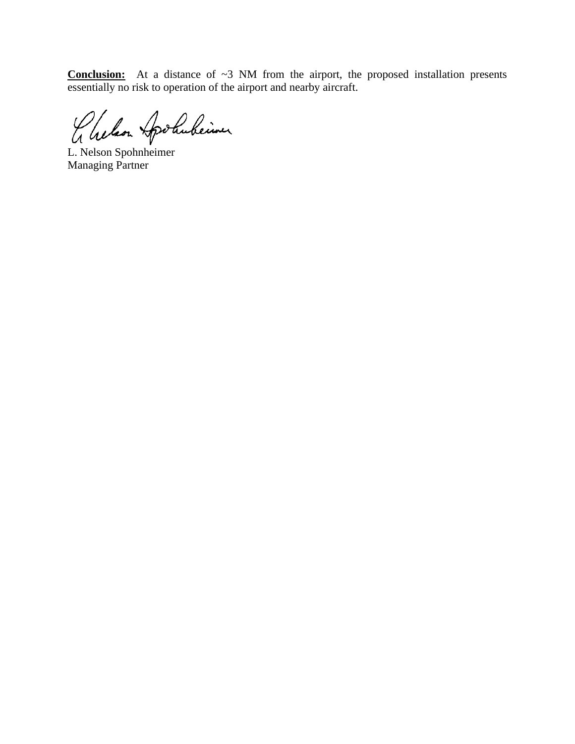**Conclusion:** At a distance of ~3 NM from the airport, the proposed installation presents essentially no risk to operation of the airport and nearby aircraft.

L. Nelson Spohnheimer
Managing Partner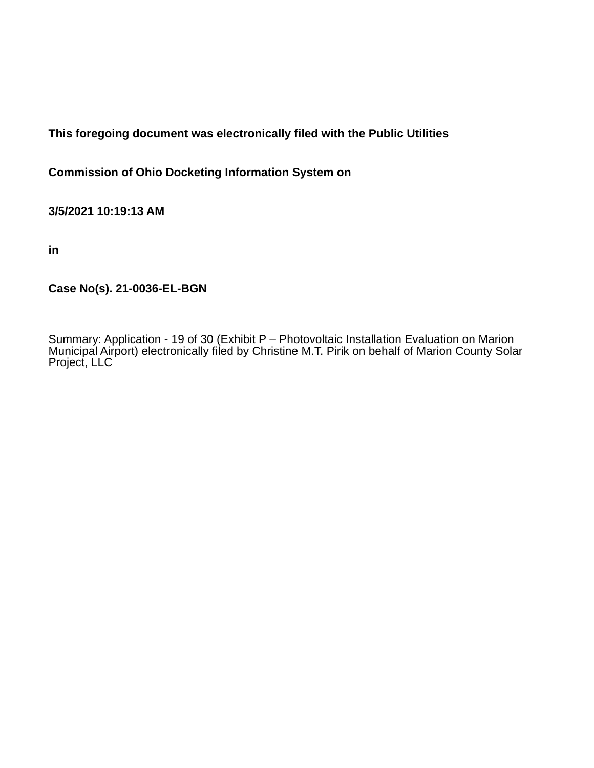**This foregoing document was electronically filed with the Public Utilities**

**Commission of Ohio Docketing Information System on**

**3/5/2021 10:19:13 AM**

**in**

**Case No(s). 21-0036-EL-BGN**

Summary: Application - 19 of 30 (Exhibit P – Photovoltaic Installation Evaluation on Marion Municipal Airport) electronically filed by Christine M.T. Pirik on behalf of Marion County Solar Project, LLC